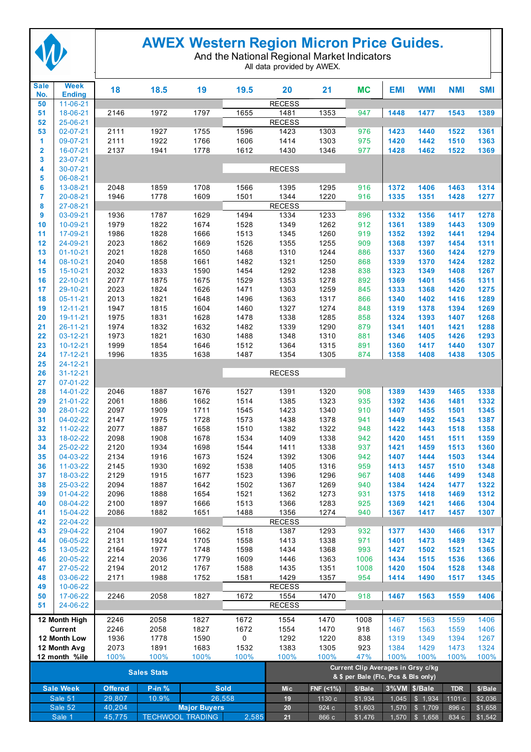# AWEX Western Region Micron Price Guides.

And the National Regional Market Indicators

All data provided by AWEX.

| Sale No. | Week Ending | 18 | 18.5 | 19 | 19.5 | 20 | 21 | MC | EMI | WMI | NMI | SMI |
|---|---|---|---|---|---|---|---|---|---|---|---|---|
| 50 | 11-06-21 | | | | | RECESS | | | | | | |
| 51 | 18-06-21 | 2146 | 1972 | 1797 | 1655 | 1481 | 1353 | 947 | 1448 | 1477 | 1543 | 1389 |
| 52 | 25-06-21 | | | | | RECESS | | | | | | |
| 53 | 02-07-21 | 2111 | 1927 | 1755 | 1596 | 1423 | 1303 | 976 | 1423 | 1440 | 1522 | 1361 |
| 1 | 09-07-21 | 2111 | 1922 | 1766 | 1606 | 1414 | 1303 | 975 | 1420 | 1442 | 1510 | 1363 |
| 2 | 16-07-21 | 2137 | 1941 | 1778 | 1612 | 1430 | 1346 | 977 | 1428 | 1462 | 1522 | 1369 |
| 3 | 23-07-21 | | | | | | | | | | | |
| 4 | 30-07-21 | | | | | RECESS | | | | | | |
| 5 | 06-08-21 | | | | | | | | | | | |
| 6 | 13-08-21 | 2048 | 1859 | 1708 | 1566 | 1395 | 1295 | 916 | 1372 | 1406 | 1463 | 1314 |
| 7 | 20-08-21 | 1946 | 1778 | 1609 | 1501 | 1344 | 1220 | 916 | 1335 | 1351 | 1428 | 1277 |
| 8 | 27-08-21 | | | | | RECESS | | | | | | |
| 9 | 03-09-21 | 1936 | 1787 | 1629 | 1494 | 1334 | 1233 | 896 | 1332 | 1356 | 1417 | 1278 |
| 10 | 10-09-21 | 1979 | 1822 | 1674 | 1528 | 1349 | 1262 | 912 | 1361 | 1389 | 1443 | 1309 |
| 11 | 17-09-21 | 1986 | 1828 | 1666 | 1513 | 1345 | 1260 | 919 | 1352 | 1392 | 1441 | 1294 |
| 12 | 24-09-21 | 2023 | 1862 | 1669 | 1526 | 1355 | 1255 | 909 | 1368 | 1397 | 1454 | 1311 |
| 13 | 01-10-21 | 2021 | 1828 | 1650 | 1468 | 1310 | 1244 | 886 | 1337 | 1360 | 1424 | 1279 |
| 14 | 08-10-21 | 2040 | 1858 | 1661 | 1482 | 1321 | 1250 | 868 | 1339 | 1370 | 1424 | 1282 |
| 15 | 15-10-21 | 2032 | 1833 | 1590 | 1454 | 1292 | 1238 | 838 | 1323 | 1349 | 1408 | 1267 |
| 16 | 22-10-21 | 2077 | 1875 | 1675 | 1529 | 1353 | 1278 | 892 | 1369 | 1401 | 1456 | 1311 |
| 17 | 29-10-21 | 2023 | 1824 | 1626 | 1471 | 1303 | 1259 | 845 | 1333 | 1368 | 1420 | 1275 |
| 18 | 05-11-21 | 2013 | 1821 | 1648 | 1496 | 1363 | 1317 | 866 | 1340 | 1402 | 1416 | 1289 |
| 19 | 12-11-21 | 1947 | 1815 | 1604 | 1460 | 1327 | 1274 | 848 | 1319 | 1378 | 1394 | 1269 |
| 20 | 19-11-21 | 1975 | 1831 | 1628 | 1478 | 1338 | 1285 | 858 | 1324 | 1393 | 1407 | 1268 |
| 21 | 26-11-21 | 1974 | 1832 | 1632 | 1482 | 1339 | 1290 | 879 | 1341 | 1401 | 1421 | 1288 |
| 22 | 03-12-21 | 1973 | 1821 | 1630 | 1488 | 1348 | 1310 | 881 | 1346 | 1405 | 1426 | 1293 |
| 23 | 10-12-21 | 1999 | 1854 | 1646 | 1512 | 1364 | 1315 | 891 | 1360 | 1417 | 1440 | 1307 |
| 24 | 17-12-21 | 1996 | 1835 | 1638 | 1487 | 1354 | 1305 | 874 | 1358 | 1408 | 1438 | 1305 |
| 25 | 24-12-21 | | | | | | | | | | | |
| 26 | 31-12-21 | | | | | RECESS | | | | | | |
| 27 | 07-01-22 | | | | | | | | | | | |
| 28 | 14-01-22 | 2046 | 1887 | 1676 | 1527 | 1391 | 1320 | 908 | 1389 | 1439 | 1465 | 1338 |
| 29 | 21-01-22 | 2061 | 1886 | 1662 | 1514 | 1385 | 1323 | 935 | 1392 | 1436 | 1481 | 1332 |
| 30 | 28-01-22 | 2097 | 1909 | 1711 | 1545 | 1423 | 1340 | 910 | 1407 | 1455 | 1501 | 1345 |
| 31 | 04-02-22 | 2147 | 1975 | 1728 | 1573 | 1438 | 1378 | 941 | 1449 | 1492 | 1543 | 1387 |
| 32 | 11-02-22 | 2077 | 1887 | 1658 | 1510 | 1382 | 1322 | 948 | 1422 | 1443 | 1518 | 1358 |
| 33 | 18-02-22 | 2098 | 1908 | 1678 | 1534 | 1409 | 1338 | 942 | 1420 | 1451 | 1511 | 1359 |
| 34 | 25-02-22 | 2120 | 1934 | 1698 | 1544 | 1411 | 1338 | 937 | 1421 | 1459 | 1513 | 1360 |
| 35 | 04-03-22 | 2134 | 1916 | 1673 | 1524 | 1392 | 1306 | 942 | 1407 | 1444 | 1503 | 1344 |
| 36 | 11-03-22 | 2145 | 1930 | 1692 | 1538 | 1405 | 1316 | 959 | 1413 | 1457 | 1510 | 1348 |
| 37 | 18-03-22 | 2129 | 1915 | 1677 | 1523 | 1396 | 1296 | 967 | 1408 | 1446 | 1499 | 1348 |
| 38 | 25-03-22 | 2094 | 1887 | 1642 | 1502 | 1367 | 1269 | 940 | 1384 | 1424 | 1477 | 1322 |
| 39 | 01-04-22 | 2096 | 1888 | 1654 | 1521 | 1362 | 1273 | 931 | 1375 | 1418 | 1469 | 1312 |
| 40 | 08-04-22 | 2100 | 1897 | 1666 | 1513 | 1366 | 1283 | 925 | 1369 | 1421 | 1466 | 1304 |
| 41 | 15-04-22 | 2086 | 1882 | 1651 | 1488 | 1356 | 1274 | 940 | 1367 | 1417 | 1457 | 1307 |
| 42 | 22-04-22 | | | | | RECESS | | | | | | |
| 43 | 29-04-22 | 2104 | 1907 | 1662 | 1518 | 1387 | 1293 | 932 | 1377 | 1430 | 1466 | 1317 |
| 44 | 06-05-22 | 2131 | 1924 | 1705 | 1558 | 1413 | 1338 | 971 | 1401 | 1473 | 1489 | 1342 |
| 45 | 13-05-22 | 2164 | 1977 | 1748 | 1598 | 1434 | 1368 | 993 | 1427 | 1502 | 1521 | 1365 |
| 46 | 20-05-22 | 2214 | 2036 | 1779 | 1609 | 1446 | 1363 | 1006 | 1434 | 1515 | 1536 | 1366 |
| 47 | 27-05-22 | 2194 | 2012 | 1767 | 1588 | 1435 | 1351 | 1008 | 1420 | 1504 | 1528 | 1348 |
| 48 | 03-06-22 | 2171 | 1988 | 1752 | 1581 | 1429 | 1357 | 954 | 1414 | 1490 | 1517 | 1345 |
| 49 | 10-06-22 | | | | | RECESS | | | | | | |
| 50 | 17-06-22 | 2246 | 2058 | 1827 | 1672 | 1554 | 1470 | 918 | 1467 | 1563 | 1559 | 1406 |
| 51 | 24-06-22 | | | | | RECESS | | | | | | |
| 12 Month High | | 2246 | 2058 | 1827 | 1672 | 1554 | 1470 | 1008 | 1467 | 1563 | 1559 | 1406 |
| Current | | 2246 | 2058 | 1827 | 1672 | 1554 | 1470 | 918 | 1467 | 1563 | 1559 | 1406 |
| 12 Month Low | | 1936 | 1778 | 1590 | 0 | 1292 | 1220 | 838 | 1319 | 1349 | 1394 | 1267 |
| 12 Month Avg | | 2073 | 1891 | 1683 | 1532 | 1383 | 1305 | 923 | 1384 | 1429 | 1473 | 1324 |
| 12 month %ile | | 100% | 100% | 100% | 100% | 100% | 100% | 47% | 100% | 100% | 100% | 100% |

| Sales Stats | | | | Current Clip Averages in Grsy c/kg & $ per Bale (Flc, Pcs & Bls only) | | | | | | |
|---|---|---|---|---|---|---|---|---|---|---|
| Sale Week | Offered | P-in % | Sold | Mic | FNF (<1%) | $/Bale | 3%VM | $/Bale | TDR | $/Bale |
| Sale 51 | 29,807 | 10.9% | 26,558 | 19 | 1130 c | $1,934 | 1,045 | $ 1,934 | 1101 c | $2,036 |
| Sale 52 | 40,204 | Major Buyers | | 20 | 924 c | $1,603 | 1,570 | $ 1,709 | 896 c | $1,658 |
| Sale 1 | 45,775 | TECHWOOL TRADING | 2,585 | 21 | 866 c | $1,476 | 1,570 | $ 1,658 | 834 c | $1,542 |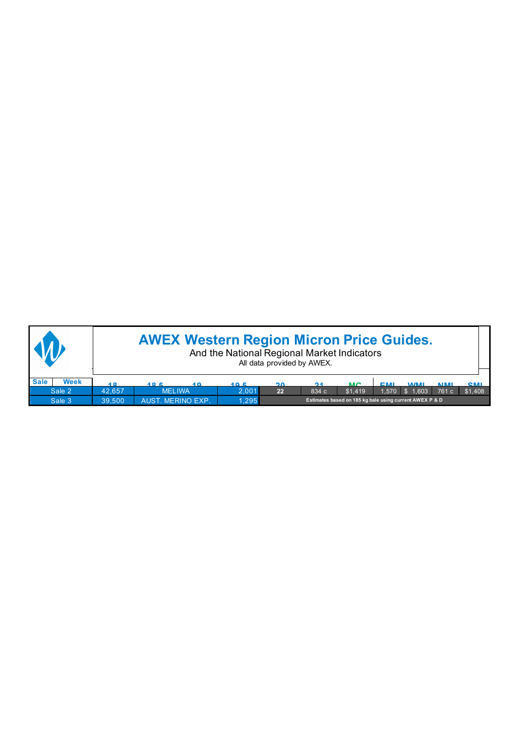# AWEX Western Region Micron Price Guides.

And the National Regional Market Indicators

All data provided by AWEX.

| Sale | Week | 18 | 18.5 | 19 | 19.5 | 20 | 21 | MC | EMI | WMI | NMI | SMI |
|---|---|---|---|---|---|---|---|---|---|---|---|---|
| Sale 2 | | 42,657 | MELIWA | | 2,001 | 22 | 834 c | $1,419 | 1,570 | $ 1,603 | 761 c | $1,408 |
| Sale 3 | | 39,500 | AUST. MERINO EXP. | | 1,295 | Estimates based on 185 kg bale using current AWEX P & D | | | | | | |